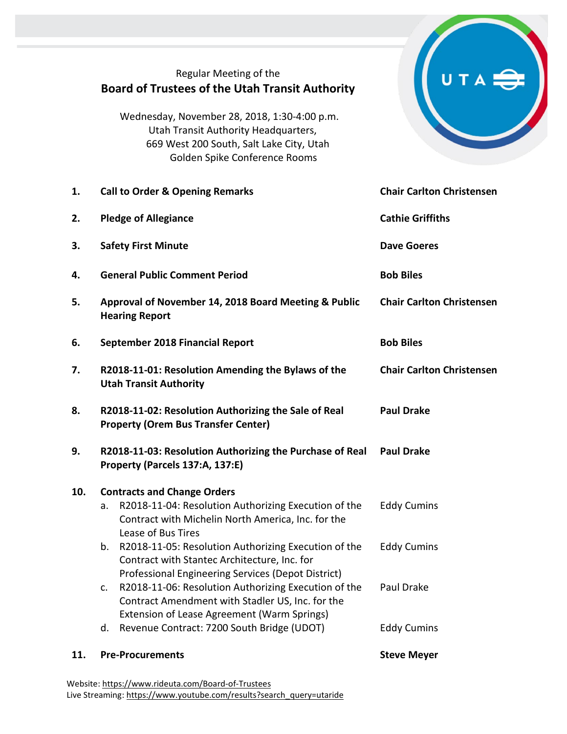Regular Meeting of the

# Board of Trustees of the Utah Transit Authority

Wednesday, November 28, 2018, 1:30-4:00 p.m.
Utah Transit Authority Headquarters,
669 West 200 South, Salt Lake City, Utah
Golden Spike Conference Rooms

| | | |
|---|---|---|
| **1.** | **Call to Order & Opening Remarks** | **Chair Carlton Christensen** |
| **2.** | **Pledge of Allegiance** | **Cathie Griffiths** |
| **3.** | **Safety First Minute** | **Dave Goeres** |
| **4.** | **General Public Comment Period** | **Bob Biles** |
| **5.** | **Approval of November 14, 2018 Board Meeting & Public Hearing Report** | **Chair Carlton Christensen** |
| **6.** | **September 2018 Financial Report** | **Bob Biles** |
| **7.** | **R2018-11-01: Resolution Amending the Bylaws of the Utah Transit Authority** | **Chair Carlton Christensen** |
| **8.** | **R2018-11-02: Resolution Authorizing the Sale of Real Property (Orem Bus Transfer Center)** | **Paul Drake** |
| **9.** | **R2018-11-03: Resolution Authorizing the Purchase of Real Property (Parcels 137:A, 137:E)** | **Paul Drake** |
| **10.** | **Contracts and Change Orders** | |
| | a. R2018-11-04: Resolution Authorizing Execution of the Contract with Michelin North America, Inc. for the Lease of Bus Tires | Eddy Cumins |
| | b. R2018-11-05: Resolution Authorizing Execution of the Contract with Stantec Architecture, Inc. for Professional Engineering Services (Depot District) | Eddy Cumins |
| | c. R2018-11-06: Resolution Authorizing Execution of the Contract Amendment with Stadler US, Inc. for the Extension of Lease Agreement (Warm Springs) | Paul Drake |
| | d. Revenue Contract: 7200 South Bridge (UDOT) | Eddy Cumins |
| **11.** | **Pre-Procurements** | **Steve Meyer** |

Website: https://www.rideuta.com/Board-of-Trustees
Live Streaming: https://www.youtube.com/results?search_query=utaride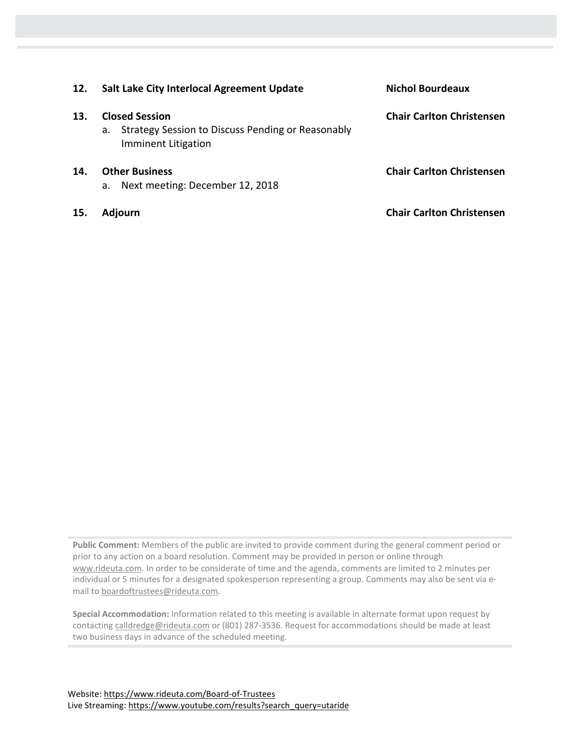**12. Salt Lake City Interlocal Agreement Update** — **Nichol Bourdeaux**

**13. Closed Session** — **Chair Carlton Christensen**

a. Strategy Session to Discuss Pending or Reasonably Imminent Litigation

**14. Other Business** — **Chair Carlton Christensen**

a. Next meeting: December 12, 2018

**15. Adjourn** — **Chair Carlton Christensen**

**Public Comment:** Members of the public are invited to provide comment during the general comment period or prior to any action on a board resolution. Comment may be provided in person or online through www.rideuta.com. In order to be considerate of time and the agenda, comments are limited to 2 minutes per individual or 5 minutes for a designated spokesperson representing a group. Comments may also be sent via e-mail to boardoftrustees@rideuta.com.

**Special Accommodation:** Information related to this meeting is available in alternate format upon request by contacting calldredge@rideuta.com or (801) 287-3536. Request for accommodations should be made at least two business days in advance of the scheduled meeting.

Website: https://www.rideuta.com/Board-of-Trustees
Live Streaming: https://www.youtube.com/results?search_query=utaride